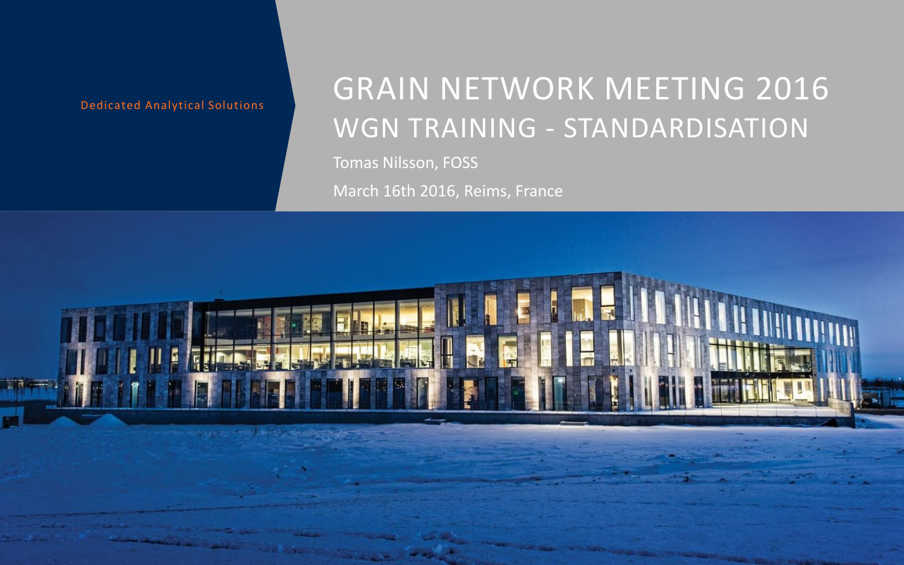Dedicated Analytical Solutions

# GRAIN NETWORK MEETING 2016
## WGN TRAINING - STANDARDISATION

Tomas Nilsson, FOSS

March 16th 2016, Reims, France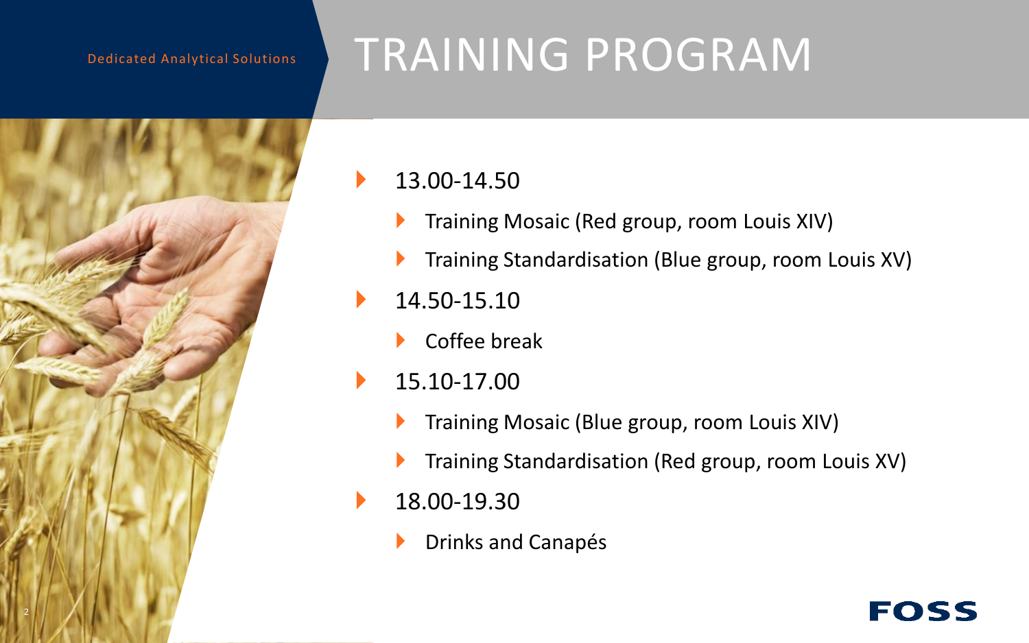Dedicated Analytical Solutions

# TRAINING PROGRAM

- 13.00-14.50
  - Training Mosaic (Red group, room Louis XIV)
  - Training Standardisation (Blue group, room Louis XV)
- 14.50-15.10
  - Coffee break
- 15.10-17.00
  - Training Mosaic (Blue group, room Louis XIV)
  - Training Standardisation (Red group, room Louis XV)
- 18.00-19.30
  - Drinks and Canapés

FOSS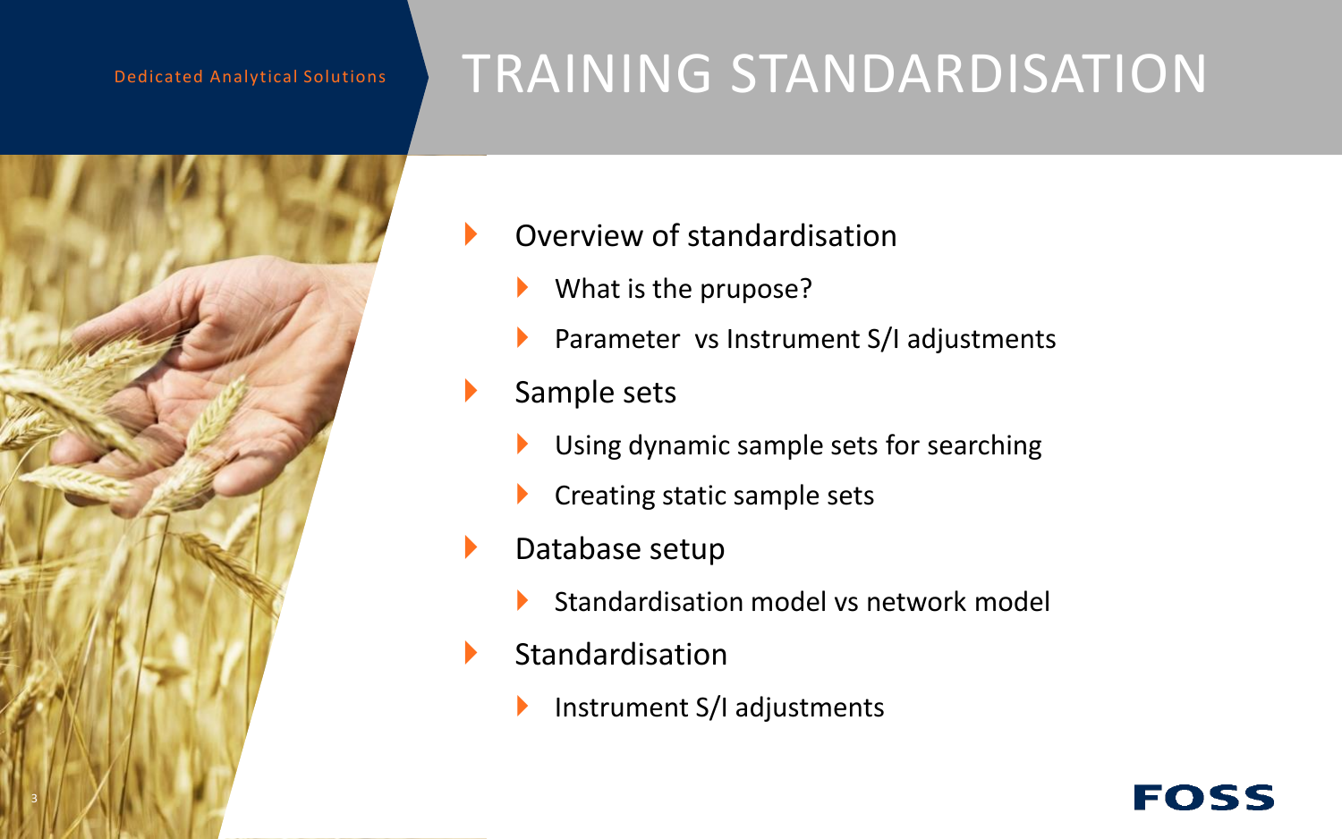# TRAINING STANDARDISATION

- Overview of standardisation
  - What is the prupose?
  - Parameter vs Instrument S/I adjustments
- Sample sets
  - Using dynamic sample sets for searching
  - Creating static sample sets
- Database setup
  - Standardisation model vs network model
- Standardisation
  - Instrument S/I adjustments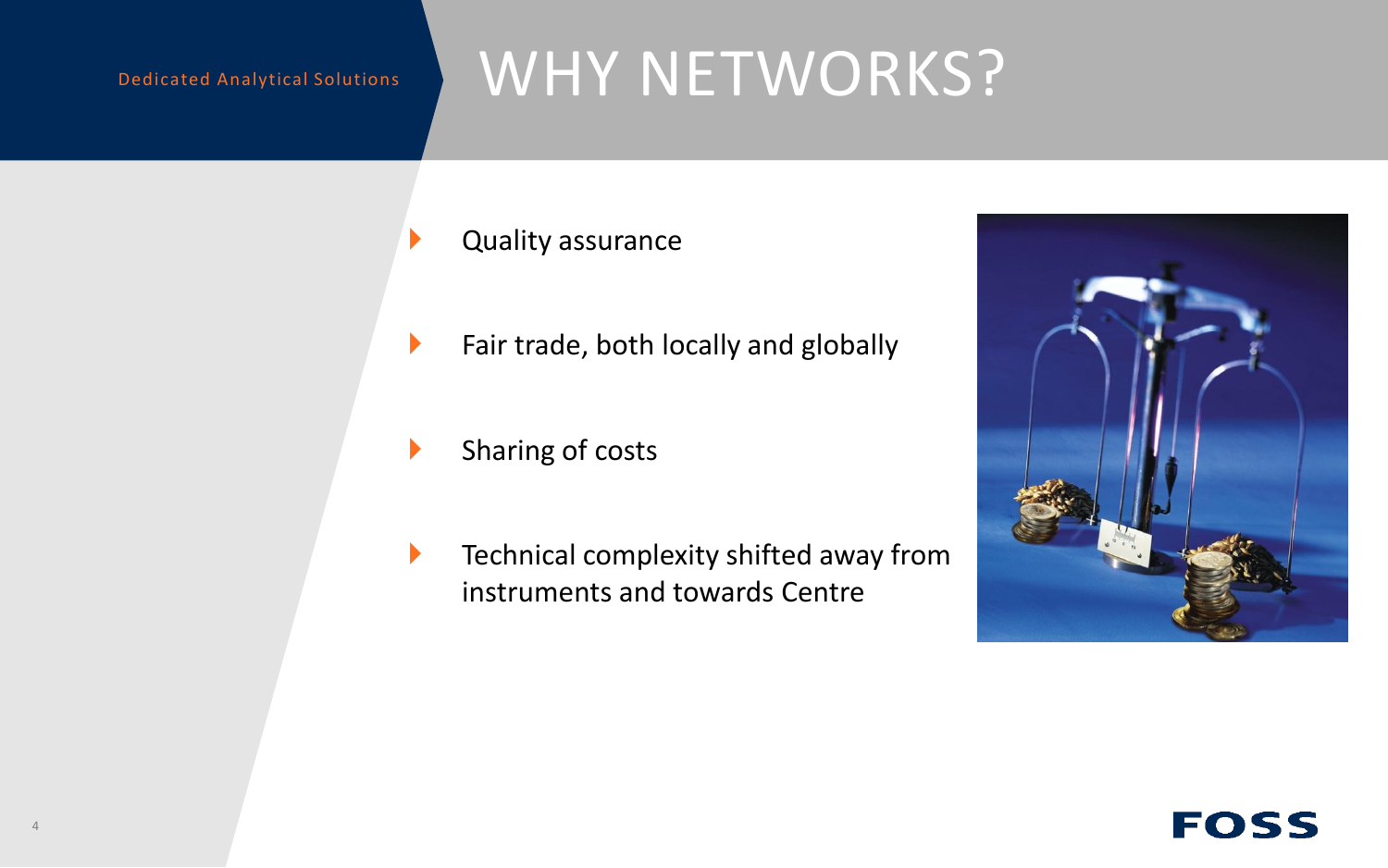# WHY NETWORKS?

- Quality assurance
- Fair trade, both locally and globally
- Sharing of costs
- Technical complexity shifted away from instruments and towards Centre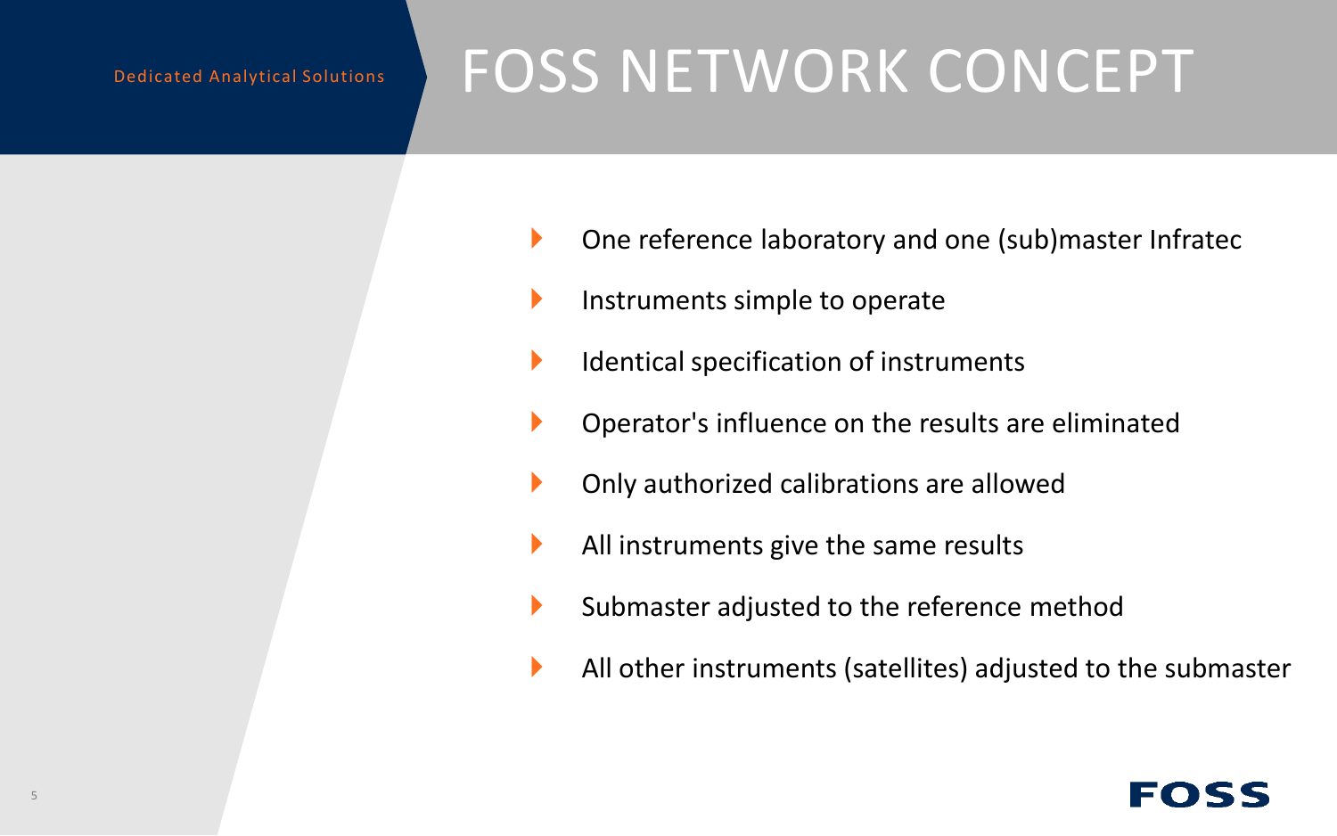# FOSS NETWORK CONCEPT

- One reference laboratory and one (sub)master Infratec
- Instruments simple to operate
- Identical specification of instruments
- Operator's influence on the results are eliminated
- Only authorized calibrations are allowed
- All instruments give the same results
- Submaster adjusted to the reference method
- All other instruments (satellites) adjusted to the submaster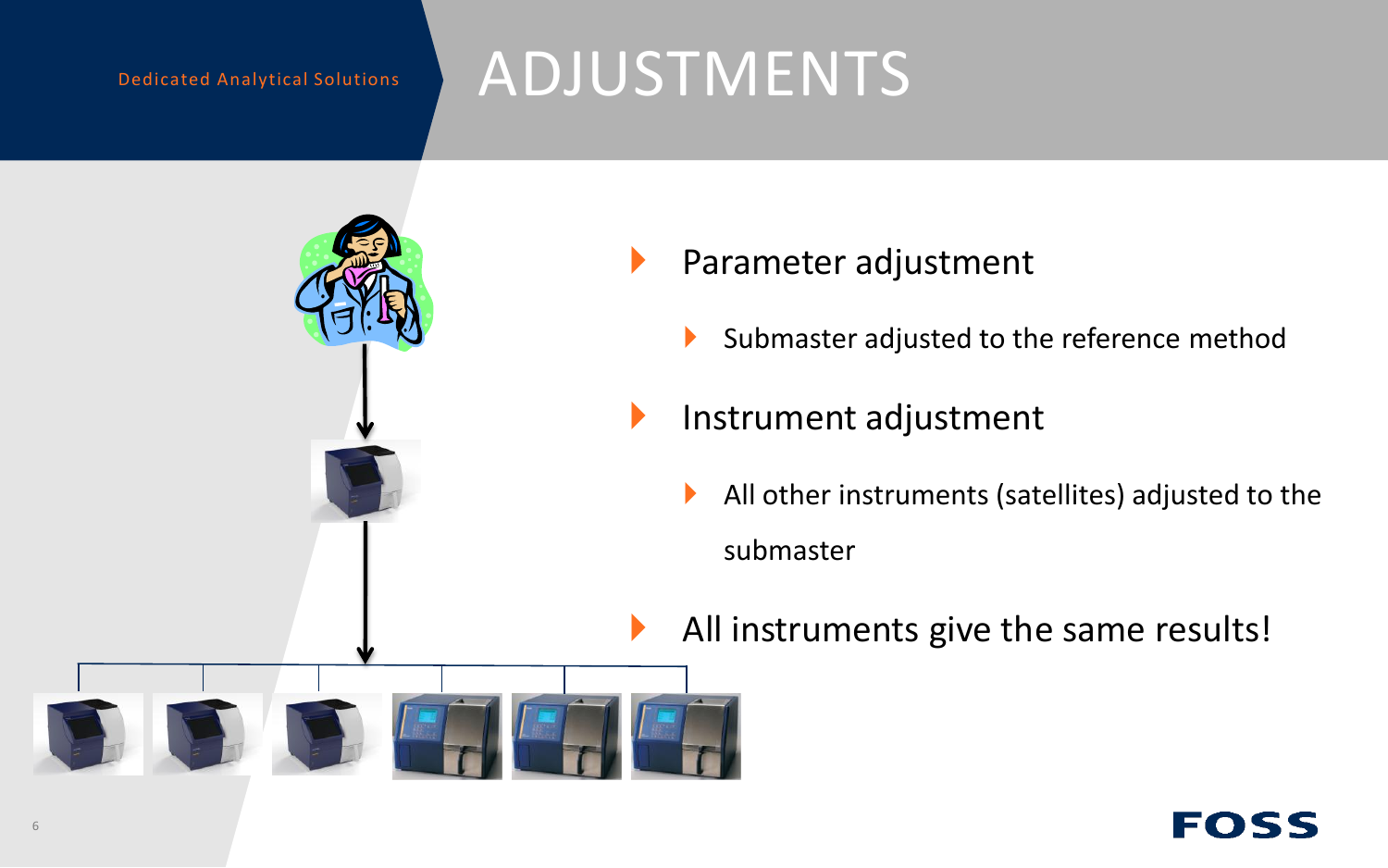# ADJUSTMENTS

- Parameter adjustment
  - Submaster adjusted to the reference method
- Instrument adjustment
  - All other instruments (satellites) adjusted to the submaster
- All instruments give the same results!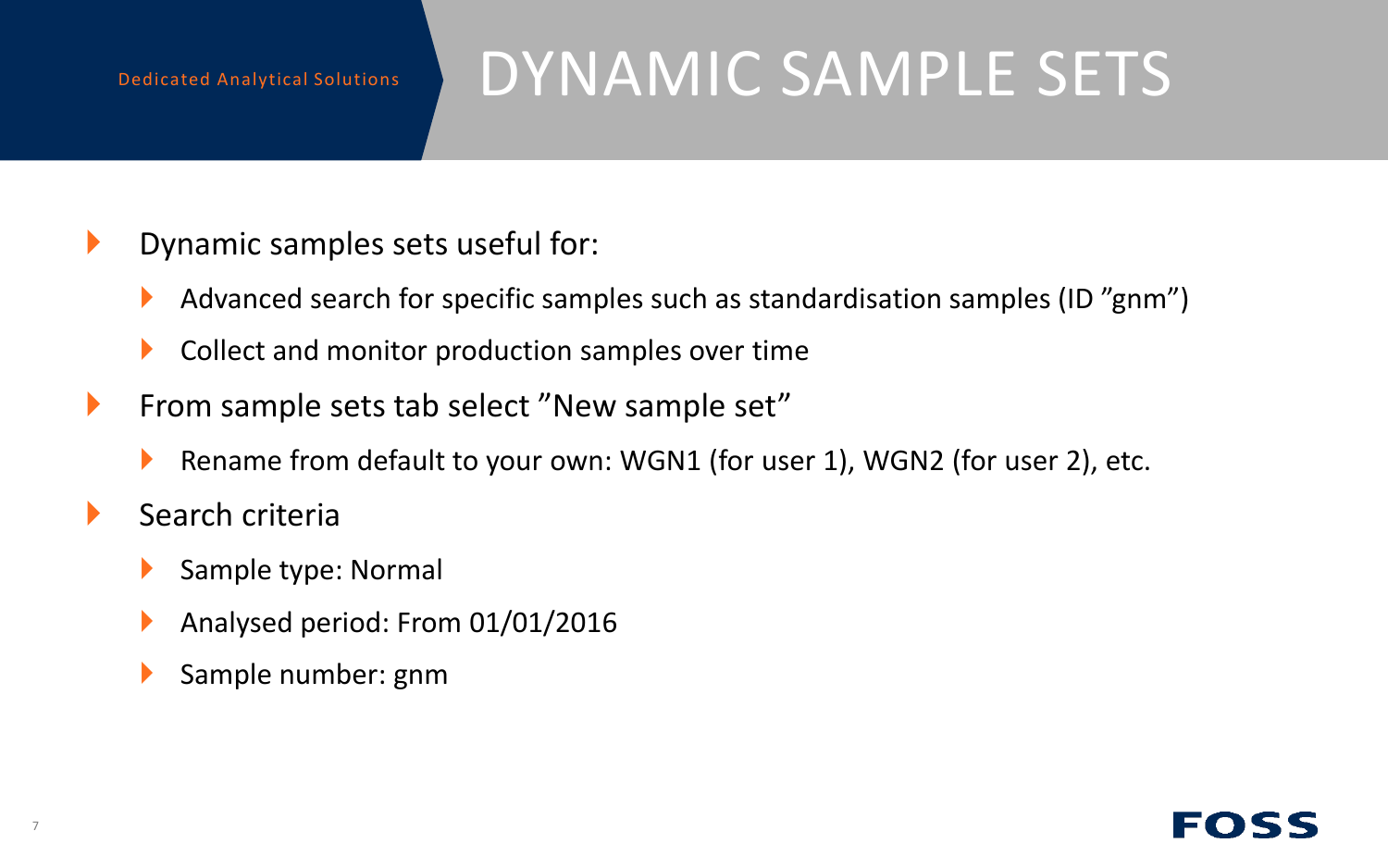# DYNAMIC SAMPLE SETS

- Dynamic samples sets useful for:
  - Advanced search for specific samples such as standardisation samples (ID ”gnm”)
  - Collect and monitor production samples over time
- From sample sets tab select ”New sample set”
  - Rename from default to your own: WGN1 (for user 1), WGN2 (for user 2), etc.
- Search criteria
  - Sample type: Normal
  - Analysed period: From 01/01/2016
  - Sample number: gnm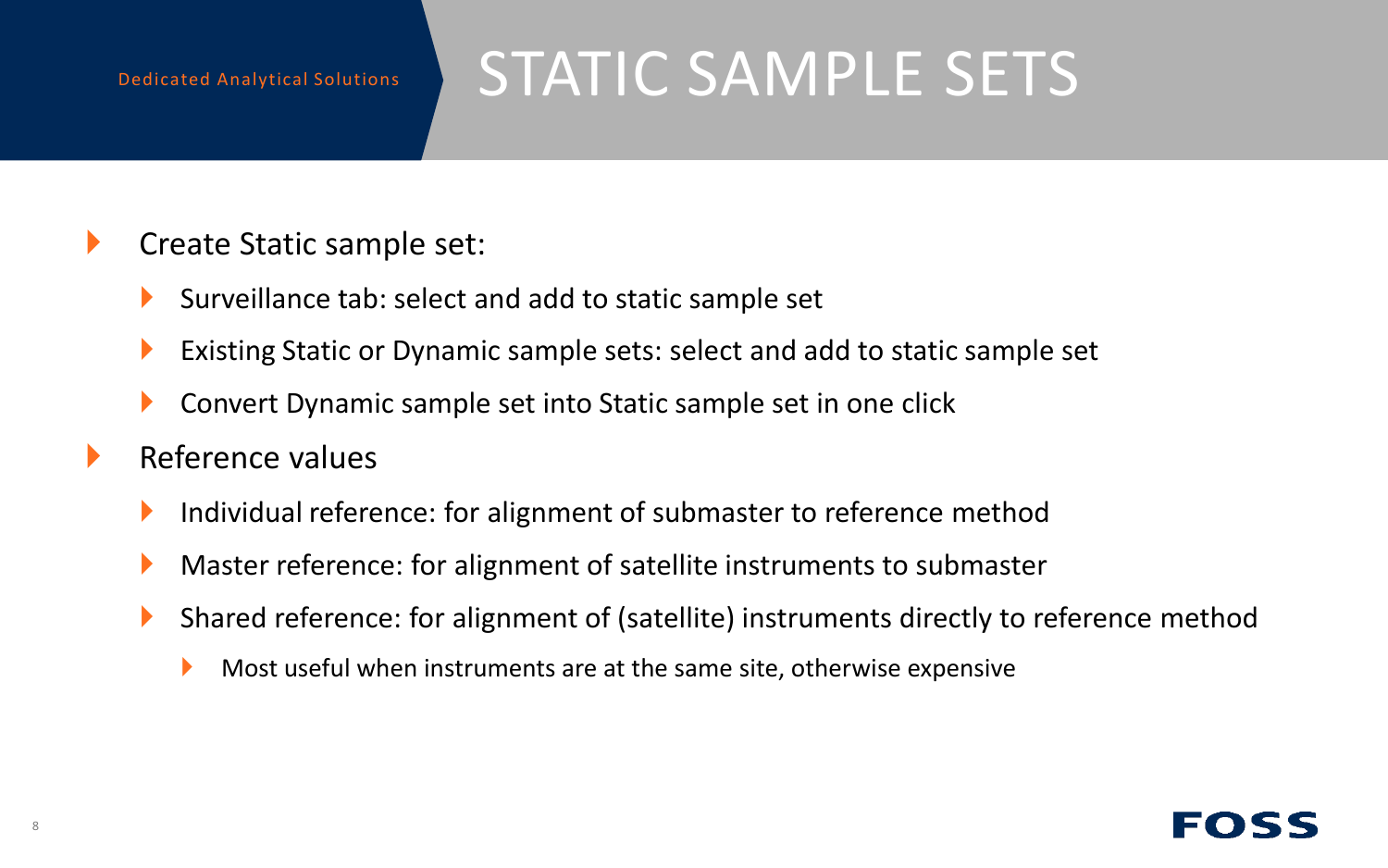# STATIC SAMPLE SETS

- Create Static sample set:
  - Surveillance tab: select and add to static sample set
  - Existing Static or Dynamic sample sets: select and add to static sample set
  - Convert Dynamic sample set into Static sample set in one click
- Reference values
  - Individual reference: for alignment of submaster to reference method
  - Master reference: for alignment of satellite instruments to submaster
  - Shared reference: for alignment of (satellite) instruments directly to reference method
    - Most useful when instruments are at the same site, otherwise expensive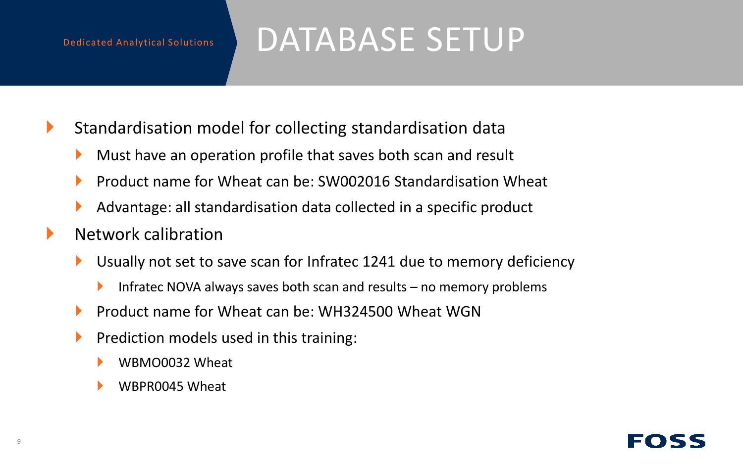# DATABASE SETUP

- Standardisation model for collecting standardisation data
  - Must have an operation profile that saves both scan and result
  - Product name for Wheat can be: SW002016 Standardisation Wheat
  - Advantage: all standardisation data collected in a specific product
- Network calibration
  - Usually not set to save scan for Infratec 1241 due to memory deficiency
    - Infratec NOVA always saves both scan and results – no memory problems
  - Product name for Wheat can be: WH324500 Wheat WGN
  - Prediction models used in this training:
    - WBMO0032 Wheat
    - WBPR0045 Wheat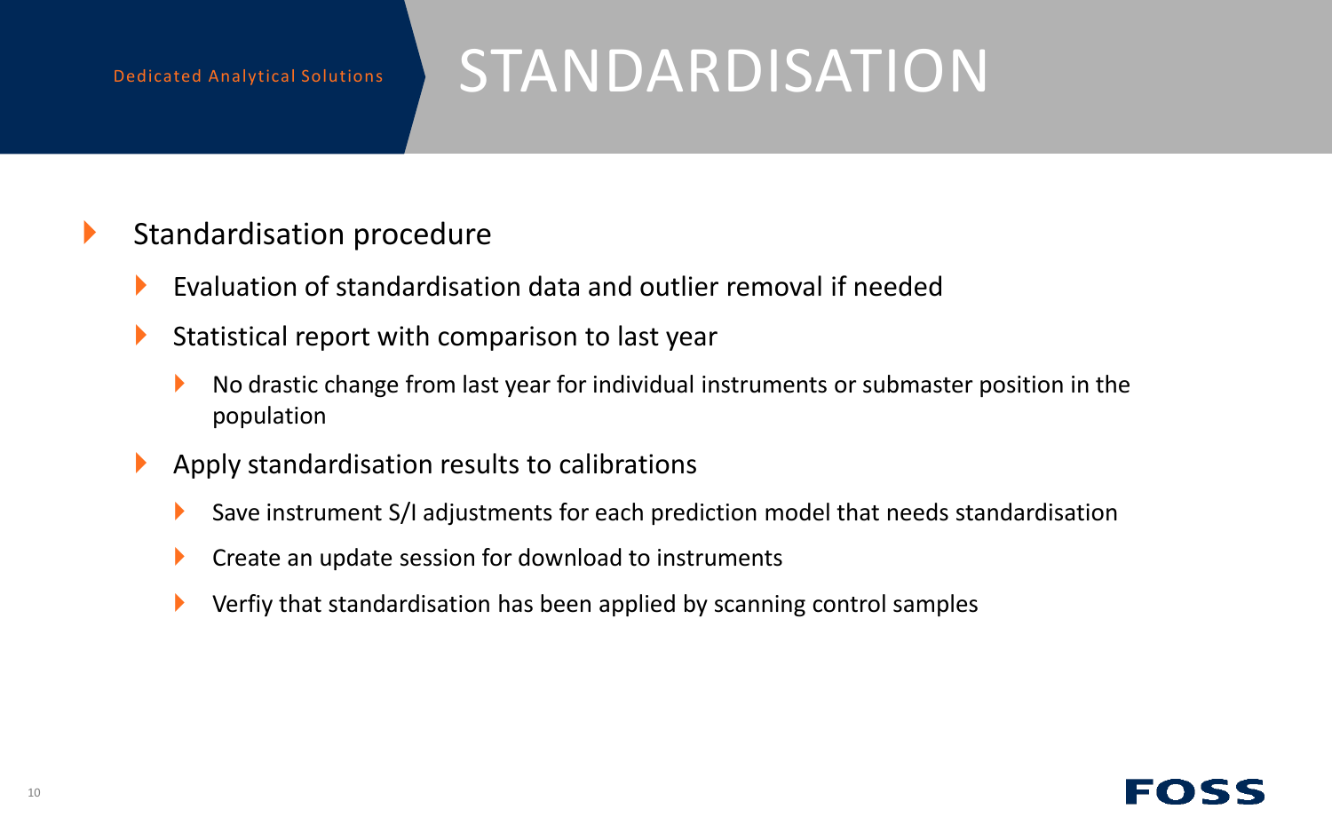Dedicated Analytical Solutions

# STANDARDISATION

- Standardisation procedure
  - Evaluation of standardisation data and outlier removal if needed
  - Statistical report with comparison to last year
    - No drastic change from last year for individual instruments or submaster position in the population
  - Apply standardisation results to calibrations
    - Save instrument S/I adjustments for each prediction model that needs standardisation
    - Create an update session for download to instruments
    - Verfiy that standardisation has been applied by scanning control samples

FOSS